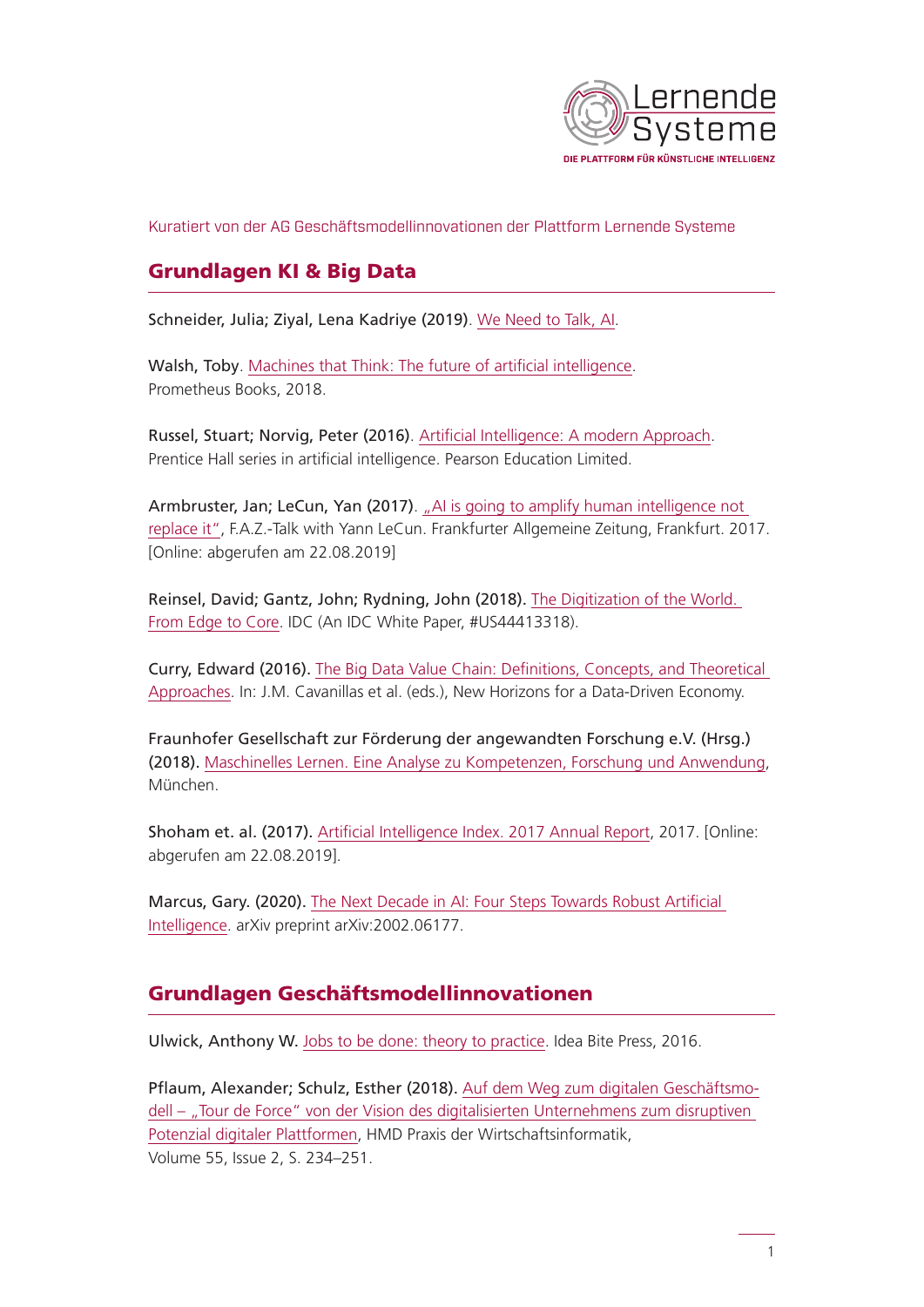Kuratiert von der AG Geschäftsmodellinnovationen der Plattform Lernende Systeme

## Grundlagen KI & Big Data

Schneider, Julia; Ziyal, Lena Kadriye (2019). We Need to Talk, AI.

Walsh, Toby. Machines that Think: The future of artificial intelligence. Prometheus Books, 2018.

Russel, Stuart; Norvig, Peter (2016). Artificial Intelligence: A modern Approach. Prentice Hall series in artificial intelligence. Pearson Education Limited.

Armbruster, Jan; LeCun, Yan (2017). „AI is going to amplify human intelligence not replace it", F.A.Z.-Talk with Yann LeCun. Frankfurter Allgemeine Zeitung, Frankfurt. 2017. [Online: abgerufen am 22.08.2019]

Reinsel, David; Gantz, John; Rydning, John (2018). The Digitization of the World. From Edge to Core. IDC (An IDC White Paper, #US44413318).

Curry, Edward (2016). The Big Data Value Chain: Definitions, Concepts, and Theoretical Approaches. In: J.M. Cavanillas et al. (eds.), New Horizons for a Data-Driven Economy.

Fraunhofer Gesellschaft zur Förderung der angewandten Forschung e.V. (Hrsg.) (2018). Maschinelles Lernen. Eine Analyse zu Kompetenzen, Forschung und Anwendung, München.

Shoham et. al. (2017). Artificial Intelligence Index. 2017 Annual Report, 2017. [Online: abgerufen am 22.08.2019].

Marcus, Gary. (2020). The Next Decade in AI: Four Steps Towards Robust Artificial Intelligence. arXiv preprint arXiv:2002.06177.

## Grundlagen Geschäftsmodellinnovationen

Ulwick, Anthony W. Jobs to be done: theory to practice. Idea Bite Press, 2016.

Pflaum, Alexander; Schulz, Esther (2018). Auf dem Weg zum digitalen Geschäftsmodell – „Tour de Force" von der Vision des digitalisierten Unternehmens zum disruptiven Potenzial digitaler Plattformen, HMD Praxis der Wirtschaftsinformatik, Volume 55, Issue 2, S. 234–251.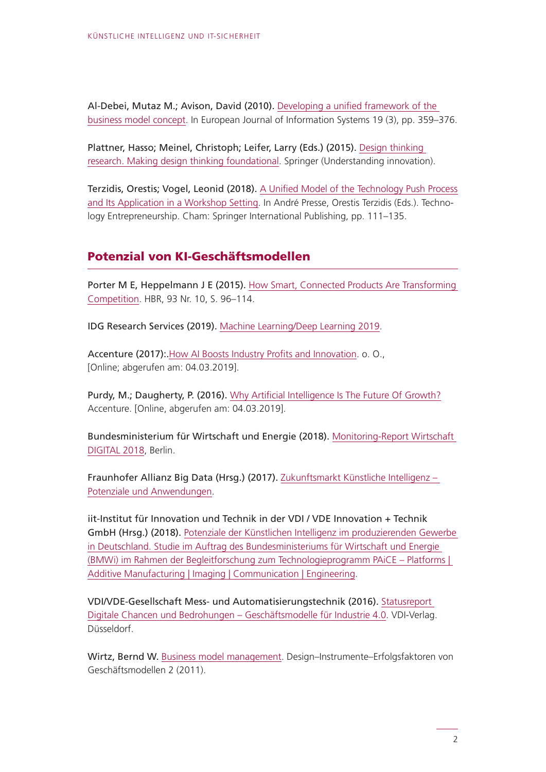Al-Debei, Mutaz M.; Avison, David (2010). Developing a unified framework of the business model concept. In European Journal of Information Systems 19 (3), pp. 359–376.

Plattner, Hasso; Meinel, Christoph; Leifer, Larry (Eds.) (2015). Design thinking research. Making design thinking foundational. Springer (Understanding innovation).

Terzidis, Orestis; Vogel, Leonid (2018). A Unified Model of the Technology Push Process and Its Application in a Workshop Setting. In André Presse, Orestis Terzidis (Eds.). Technology Entrepreneurship. Cham: Springer International Publishing, pp. 111–135.

## Potenzial von KI-Geschäftsmodellen

Porter M E, Heppelmann J E (2015). How Smart, Connected Products Are Transforming Competition. HBR, 93 Nr. 10, S. 96–114.

IDG Research Services (2019). Machine Learning/Deep Learning 2019.

Accenture (2017):.How AI Boosts Industry Profits and Innovation. o. O., [Online; abgerufen am: 04.03.2019].

Purdy, M.; Daugherty, P. (2016). Why Artificial Intelligence Is The Future Of Growth? Accenture. [Online, abgerufen am: 04.03.2019].

Bundesministerium für Wirtschaft und Energie (2018). Monitoring-Report Wirtschaft DIGITAL 2018, Berlin.

Fraunhofer Allianz Big Data (Hrsg.) (2017). Zukunftsmarkt Künstliche Intelligenz – Potenziale und Anwendungen.

iit-Institut für Innovation und Technik in der VDI / VDE Innovation + Technik GmbH (Hrsg.) (2018). Potenziale der Künstlichen Intelligenz im produzierenden Gewerbe in Deutschland. Studie im Auftrag des Bundesministeriums für Wirtschaft und Energie (BMWi) im Rahmen der Begleitforschung zum Technologieprogramm PAiCE – Platforms | Additive Manufacturing | Imaging | Communication | Engineering.

VDI/VDE-Gesellschaft Mess- und Automatisierungstechnik (2016). Statusreport Digitale Chancen und Bedrohungen – Geschäftsmodelle für Industrie 4.0. VDI-Verlag. Düsseldorf.

Wirtz, Bernd W. Business model management. Design–Instrumente–Erfolgsfaktoren von Geschäftsmodellen 2 (2011).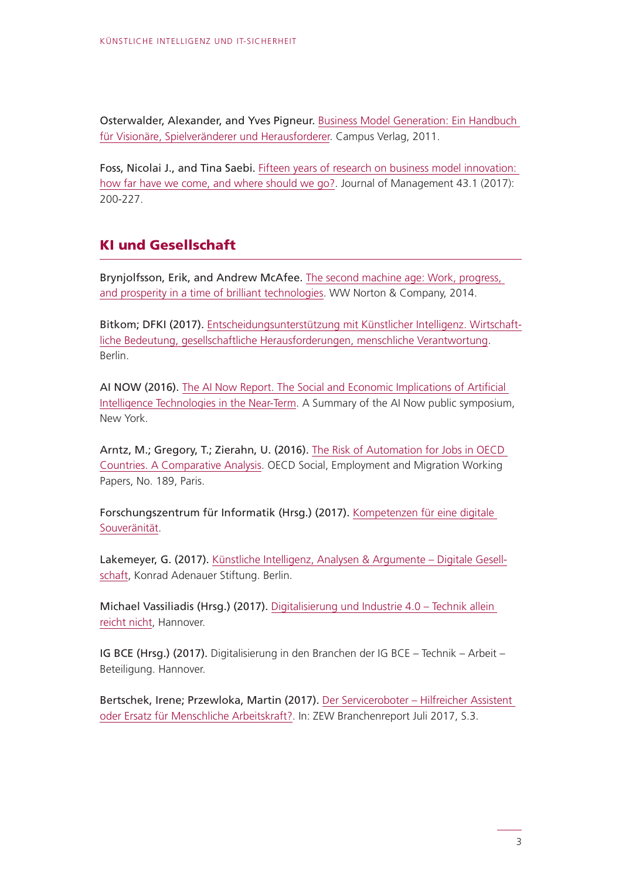Osterwalder, Alexander, and Yves Pigneur. Business Model Generation: Ein Handbuch für Visionäre, Spielveränderer und Herausforderer. Campus Verlag, 2011.

Foss, Nicolai J., and Tina Saebi. Fifteen years of research on business model innovation: how far have we come, and where should we go?. Journal of Management 43.1 (2017): 200-227.

## KI und Gesellschaft

Brynjolfsson, Erik, and Andrew McAfee. The second machine age: Work, progress, and prosperity in a time of brilliant technologies. WW Norton & Company, 2014.

Bitkom; DFKI (2017). Entscheidungsunterstützung mit Künstlicher Intelligenz. Wirtschaftliche Bedeutung, gesellschaftliche Herausforderungen, menschliche Verantwortung. Berlin.

AI NOW (2016). The AI Now Report. The Social and Economic Implications of Artificial Intelligence Technologies in the Near-Term. A Summary of the AI Now public symposium, New York.

Arntz, M.; Gregory, T.; Zierahn, U. (2016). The Risk of Automation for Jobs in OECD Countries. A Comparative Analysis. OECD Social, Employment and Migration Working Papers, No. 189, Paris.

Forschungszentrum für Informatik (Hrsg.) (2017). Kompetenzen für eine digitale Souveränität.

Lakemeyer, G. (2017). Künstliche Intelligenz, Analysen & Argumente – Digitale Gesellschaft, Konrad Adenauer Stiftung. Berlin.

Michael Vassiliadis (Hrsg.) (2017). Digitalisierung und Industrie 4.0 – Technik allein reicht nicht, Hannover.

IG BCE (Hrsg.) (2017). Digitalisierung in den Branchen der IG BCE – Technik – Arbeit – Beteiligung. Hannover.

Bertschek, Irene; Przewloka, Martin (2017). Der Serviceroboter – Hilfreicher Assistent oder Ersatz für Menschliche Arbeitskraft?. In: ZEW Branchenreport Juli 2017, S.3.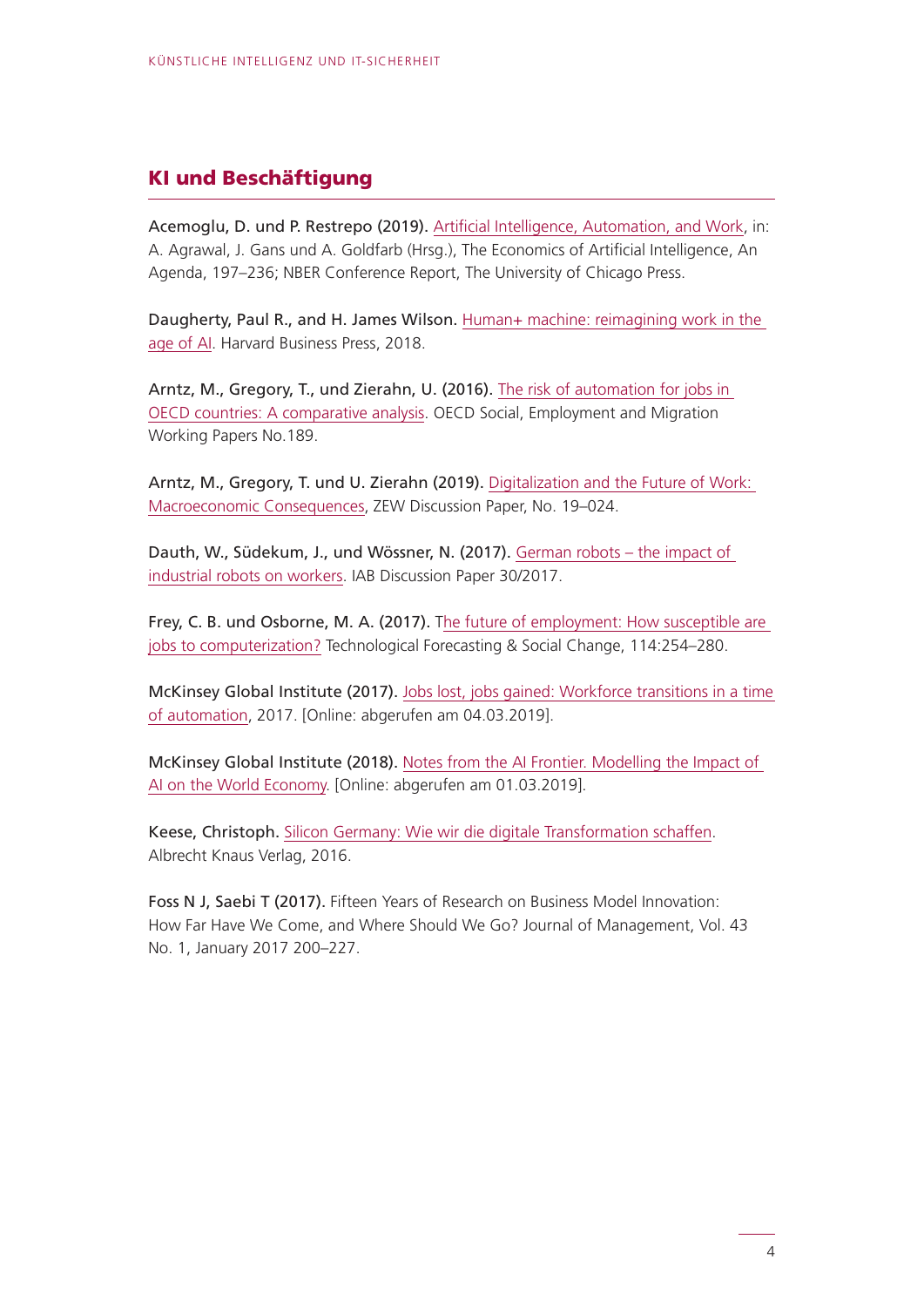## KI und Beschäftigung

Acemoglu, D. und P. Restrepo (2019). Artificial Intelligence, Automation, and Work, in: A. Agrawal, J. Gans und A. Goldfarb (Hrsg.), The Economics of Artificial Intelligence, An Agenda, 197–236; NBER Conference Report, The University of Chicago Press.

Daugherty, Paul R., and H. James Wilson. Human+ machine: reimagining work in the age of AI. Harvard Business Press, 2018.

Arntz, M., Gregory, T., und Zierahn, U. (2016). The risk of automation for jobs in OECD countries: A comparative analysis. OECD Social, Employment and Migration Working Papers No.189.

Arntz, M., Gregory, T. und U. Zierahn (2019). Digitalization and the Future of Work: Macroeconomic Consequences, ZEW Discussion Paper, No. 19–024.

Dauth, W., Südekum, J., und Wössner, N. (2017). German robots – the impact of industrial robots on workers. IAB Discussion Paper 30/2017.

Frey, C. B. und Osborne, M. A. (2017). The future of employment: How susceptible are jobs to computerization? Technological Forecasting & Social Change, 114:254–280.

McKinsey Global Institute (2017). Jobs lost, jobs gained: Workforce transitions in a time of automation, 2017. [Online: abgerufen am 04.03.2019].

McKinsey Global Institute (2018). Notes from the AI Frontier. Modelling the Impact of AI on the World Economy. [Online: abgerufen am 01.03.2019].

Keese, Christoph. Silicon Germany: Wie wir die digitale Transformation schaffen. Albrecht Knaus Verlag, 2016.

Foss N J, Saebi T (2017). Fifteen Years of Research on Business Model Innovation: How Far Have We Come, and Where Should We Go? Journal of Management, Vol. 43 No. 1, January 2017 200–227.